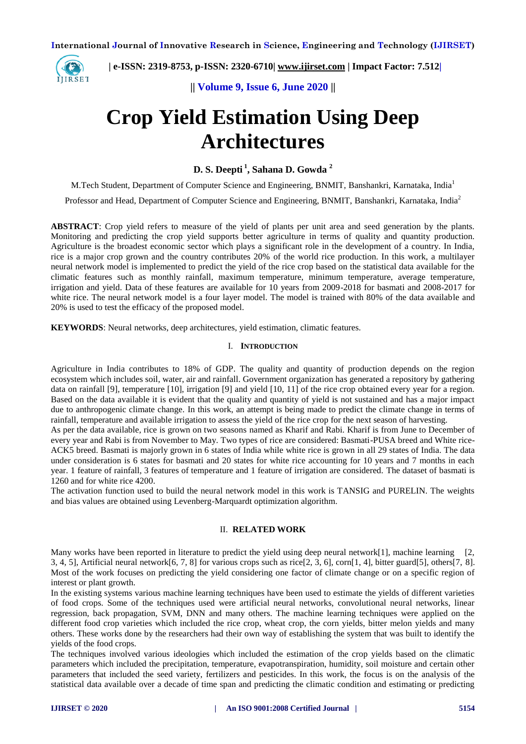# Crop Yield Estimation Using Deep Architectures

**D. S. Deepti [1], Sahana D. Gowda [2]**

M.Tech Student, Department of Computer Science and Engineering, BNMIT, Banshankri, Karnataka, India[1]

Professor and Head, Department of Computer Science and Engineering, BNMIT, Banshankri, Karnataka, India[2]

**ABSTRACT**: Crop yield refers to measure of the yield of plants per unit area and seed generation by the plants. Monitoring and predicting the crop yield supports better agriculture in terms of quality and quantity production. Agriculture is the broadest economic sector which plays a significant role in the development of a country. In India, rice is a major crop grown and the country contributes 20% of the world rice production. In this work, a multilayer neural network model is implemented to predict the yield of the rice crop based on the statistical data available for the climatic features such as monthly rainfall, maximum temperature, minimum temperature, average temperature, irrigation and yield. Data of these features are available for 10 years from 2009-2018 for basmati and 2008-2017 for white rice. The neural network model is a four layer model. The model is trained with 80% of the data available and 20% is used to test the efficacy of the proposed model.

**KEYWORDS**: Neural networks, deep architectures, yield estimation, climatic features.

## I. INTRODUCTION

Agriculture in India contributes to 18% of GDP. The quality and quantity of production depends on the region ecosystem which includes soil, water, air and rainfall. Government organization has generated a repository by gathering data on rainfall [9], temperature [10], irrigation [9] and yield [10, 11] of the rice crop obtained every year for a region. Based on the data available it is evident that the quality and quantity of yield is not sustained and has a major impact due to anthropogenic climate change. In this work, an attempt is being made to predict the climate change in terms of rainfall, temperature and available irrigation to assess the yield of the rice crop for the next season of harvesting.

As per the data available, rice is grown on two seasons named as Kharif and Rabi. Kharif is from June to December of every year and Rabi is from November to May. Two types of rice are considered: Basmati-PUSA breed and White rice-ACK5 breed. Basmati is majorly grown in 6 states of India while white rice is grown in all 29 states of India. The data under consideration is 6 states for basmati and 20 states for white rice accounting for 10 years and 7 months in each year. 1 feature of rainfall, 3 features of temperature and 1 feature of irrigation are considered. The dataset of basmati is 1260 and for white rice 4200.

The activation function used to build the neural network model in this work is TANSIG and PURELIN. The weights and bias values are obtained using Levenberg-Marquardt optimization algorithm.

## II. RELATED WORK

Many works have been reported in literature to predict the yield using deep neural network[1], machine learning [2, 3, 4, 5], Artificial neural network[6, 7, 8] for various crops such as rice[2, 3, 6], corn[1, 4], bitter guard[5], others[7, 8]. Most of the work focuses on predicting the yield considering one factor of climate change or on a specific region of interest or plant growth.

In the existing systems various machine learning techniques have been used to estimate the yields of different varieties of food crops. Some of the techniques used were artificial neural networks, convolutional neural networks, linear regression, back propagation, SVM, DNN and many others. The machine learning techniques were applied on the different food crop varieties which included the rice crop, wheat crop, the corn yields, bitter melon yields and many others. These works done by the researchers had their own way of establishing the system that was built to identify the yields of the food crops.

The techniques involved various ideologies which included the estimation of the crop yields based on the climatic parameters which included the precipitation, temperature, evapotranspiration, humidity, soil moisture and certain other parameters that included the seed variety, fertilizers and pesticides. In this work, the focus is on the analysis of the statistical data available over a decade of time span and predicting the climatic condition and estimating or predicting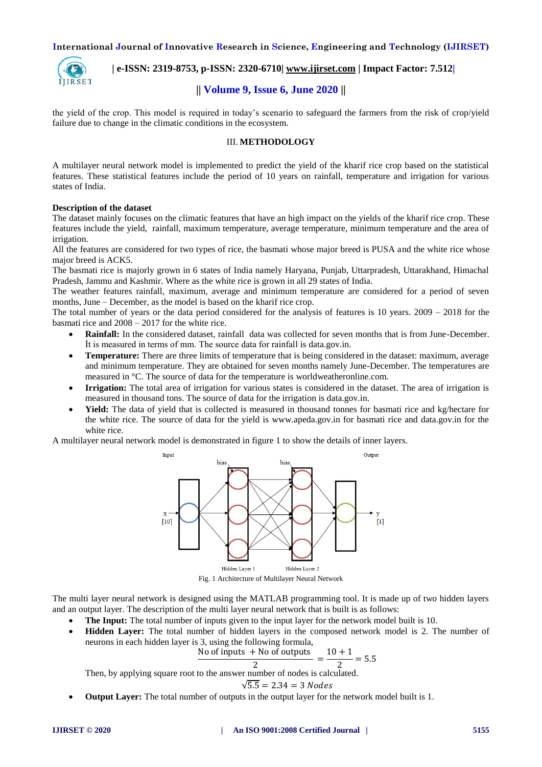the yield of the crop. This model is required in today's scenario to safeguard the farmers from the risk of crop/yield failure due to change in the climatic conditions in the ecosystem.

## III. METHODOLOGY

A multilayer neural network model is implemented to predict the yield of the kharif rice crop based on the statistical features. These statistical features include the period of 10 years on rainfall, temperature and irrigation for various states of India.

**Description of the dataset**

The dataset mainly focuses on the climatic features that have an high impact on the yields of the kharif rice crop. These features include the yield, rainfall, maximum temperature, average temperature, minimum temperature and the area of irrigation.

All the features are considered for two types of rice, the basmati whose major breed is PUSA and the white rice whose major breed is ACK5.

The basmati rice is majorly grown in 6 states of India namely Haryana, Punjab, Uttarpradesh, Uttarakhand, Himachal Pradesh, Jammu and Kashmir. Where as the white rice is grown in all 29 states of India.

The weather features rainfall, maximum, average and minimum temperature are considered for a period of seven months, June – December, as the model is based on the kharif rice crop.

The total number of years or the data period considered for the analysis of features is 10 years. 2009 – 2018 for the basmati rice and 2008 – 2017 for the white rice.

- **Rainfall:** In the considered dataset, rainfall data was collected for seven months that is from June-December. İt is measured in terms of mm. The source data for rainfall is data.gov.in.
- **Temperature:** There are three limits of temperature that is being considered in the dataset: maximum, average and minimum temperature. They are obtained for seven months namely June-December. The temperatures are measured in °C. The source of data for the temperature is worldweatheronline.com.
- **Irrigation:** The total area of irrigation for various states is considered in the dataset. The area of irrigation is measured in thousand tons. The source of data for the irrigation is data.gov.in.
- **Yield:** The data of yield that is collected is measured in thousand tonnes for basmati rice and kg/hectare for the white rice. The source of data for the yield is www.apeda.gov.in for basmati rice and data.gov.in for the white rice.

A multilayer neural network model is demonstrated in figure 1 to show the details of inner layers.

Fig. 1 Architecture of Multilayer Neural Network

The multi layer neural network is designed using the MATLAB programming tool. It is made up of two hidden layers and an output layer. The description of the multi layer neural network that is built is as follows:

- **The Input:** The total number of inputs given to the input layer for the network model built is 10.
- **Hidden Layer:** The total number of hidden layers in the composed network model is 2. The number of neurons in each hidden layer is 3, using the following formula,

$$\frac{\text{No of inputs } + \text{No of outputs}}{2} = \frac{10+1}{2} = 5.5$$

  Then, by applying square root to the answer number of nodes is calculated.

$$\sqrt{5.5} = 2.34 = 3\ Nodes$$

- **Output Layer:** The total number of outputs in the output layer for the network model built is 1.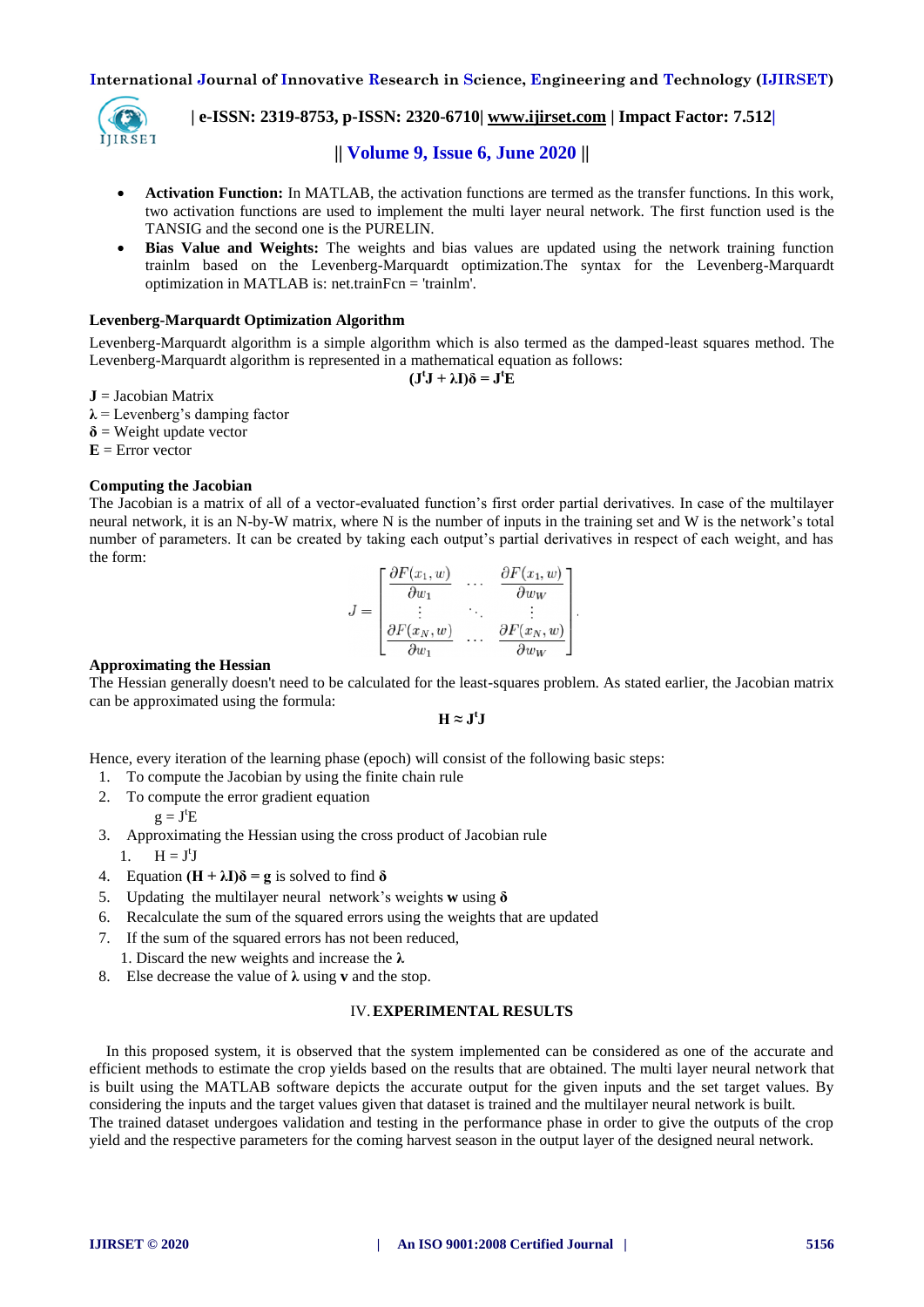- **Activation Function:** In MATLAB, the activation functions are termed as the transfer functions. In this work, two activation functions are used to implement the multi layer neural network. The first function used is the TANSIG and the second one is the PURELIN.
- **Bias Value and Weights:** The weights and bias values are updated using the network training function trainlm based on the Levenberg-Marquardt optimization.The syntax for the Levenberg-Marquardt optimization in MATLAB is: net.trainFcn = 'trainlm'.

### Levenberg-Marquardt Optimization Algorithm

Levenberg-Marquardt algorithm is a simple algorithm which is also termed as the damped-least squares method. The Levenberg-Marquardt algorithm is represented in a mathematical equation as follows:

$$(\mathbf{J}^t\mathbf{J} + \boldsymbol{\lambda}\mathbf{I})\boldsymbol{\delta} = \mathbf{J}^t\mathbf{E}$$

**J** = Jacobian Matrix
**λ** = Levenberg's damping factor
**δ** = Weight update vector
**E** = Error vector

### Computing the Jacobian

The Jacobian is a matrix of all of a vector-evaluated function's first order partial derivatives. In case of the multilayer neural network, it is an N-by-W matrix, where N is the number of inputs in the training set and W is the network's total number of parameters. It can be created by taking each output's partial derivatives in respect of each weight, and has the form:

$$J = \begin{bmatrix} \frac{\partial F(x_1, w)}{\partial w_1} & \cdots & \frac{\partial F(x_1, w)}{\partial w_W} \\ \vdots & \ddots & \vdots \\ \frac{\partial F(x_N, w)}{\partial w_1} & \cdots & \frac{\partial F(x_N, w)}{\partial w_W} \end{bmatrix}.$$

### Approximating the Hessian

The Hessian generally doesn't need to be calculated for the least-squares problem. As stated earlier, the Jacobian matrix can be approximated using the formula:

$$\mathbf{H} \approx \mathbf{J}^t\mathbf{J}$$

Hence, every iteration of the learning phase (epoch) will consist of the following basic steps:

1. To compute the Jacobian by using the finite chain rule
2. To compute the error gradient equation
   $g = J^tE$
3. Approximating the Hessian using the cross product of Jacobian rule
   1. $H = J^tJ$
4. Equation $(\mathbf{H} + \boldsymbol{\lambda}\mathbf{I})\boldsymbol{\delta} = \mathbf{g}$ is solved to find **δ**
5. Updating the multilayer neural network's weights **w** using **δ**
6. Recalculate the sum of the squared errors using the weights that are updated
7. If the sum of the squared errors has not been reduced,
   1. Discard the new weights and increase the **λ**
8. Else decrease the value of **λ** using **v** and the stop.

## IV. EXPERIMENTAL RESULTS

In this proposed system, it is observed that the system implemented can be considered as one of the accurate and efficient methods to estimate the crop yields based on the results that are obtained. The multi layer neural network that is built using the MATLAB software depicts the accurate output for the given inputs and the set target values. By considering the inputs and the target values given that dataset is trained and the multilayer neural network is built.
The trained dataset undergoes validation and testing in the performance phase in order to give the outputs of the crop yield and the respective parameters for the coming harvest season in the output layer of the designed neural network.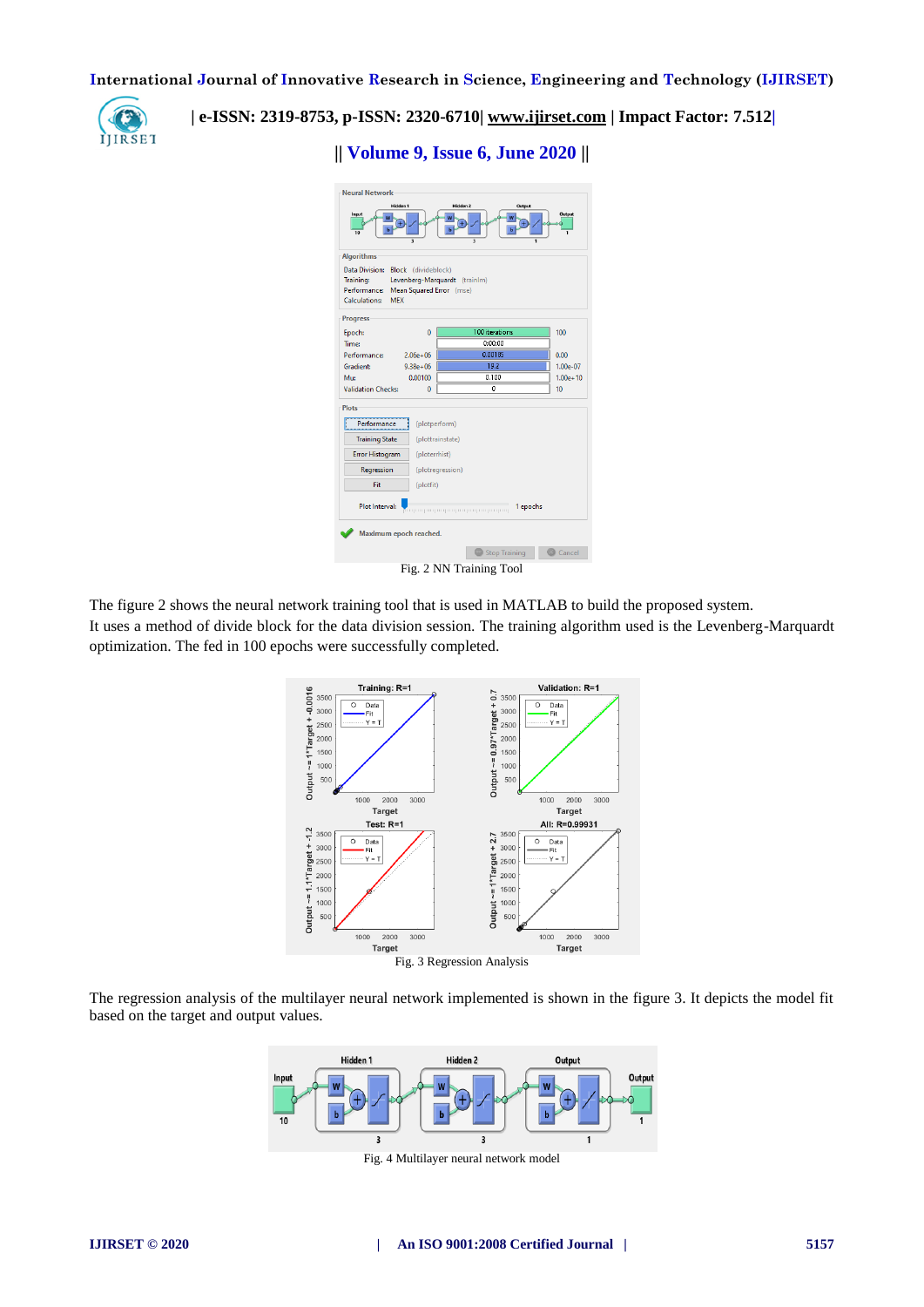Fig. 2 NN Training Tool

The figure 2 shows the neural network training tool that is used in MATLAB to build the proposed system.
It uses a method of divide block for the data division session. The training algorithm used is the Levenberg-Marquardt optimization. The fed in 100 epochs were successfully completed.

Fig. 3 Regression Analysis

The regression analysis of the multilayer neural network implemented is shown in the figure 3. It depicts the model fit based on the target and output values.

Fig. 4 Multilayer neural network model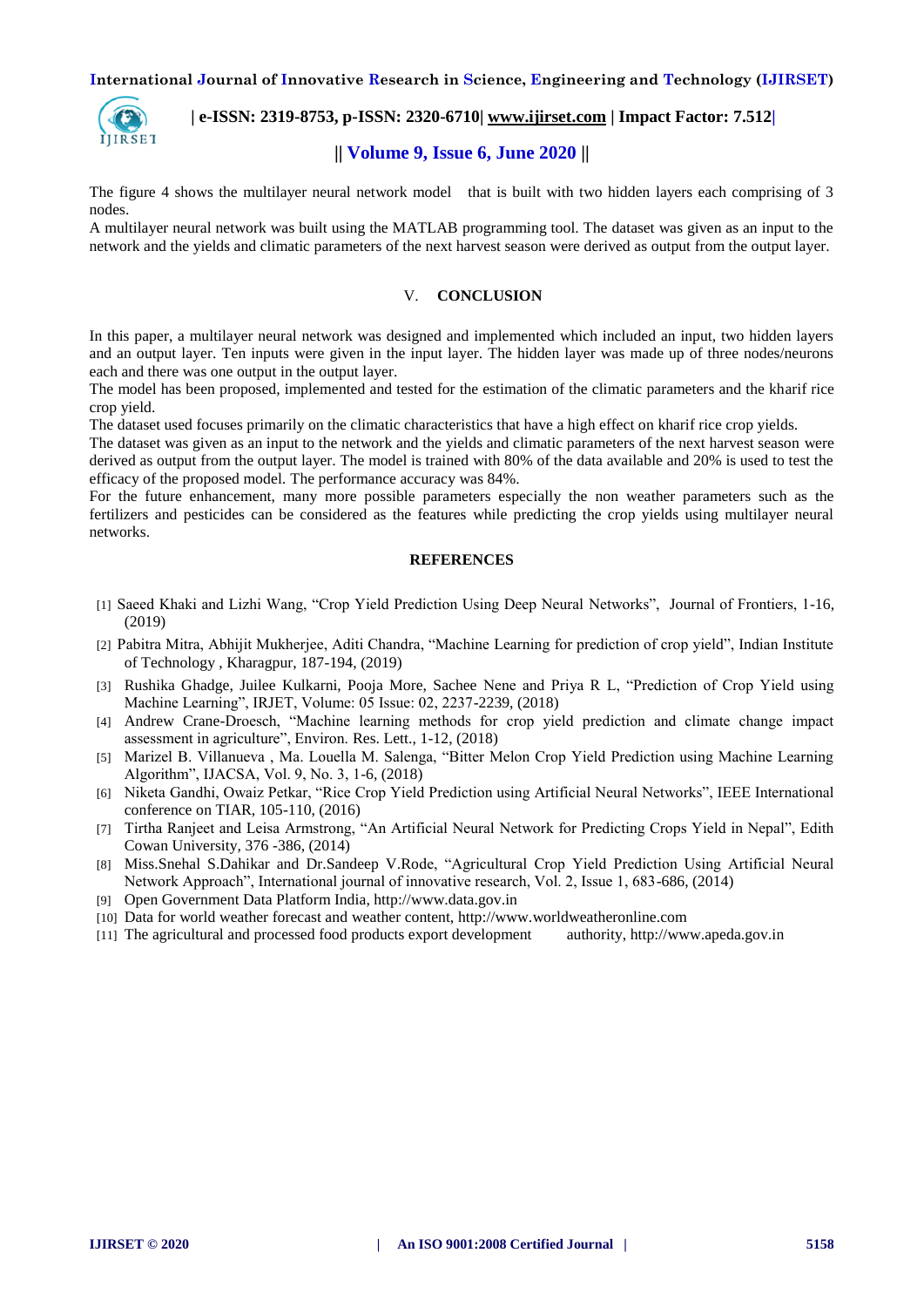The figure 4 shows the multilayer neural network model that is built with two hidden layers each comprising of 3 nodes.

A multilayer neural network was built using the MATLAB programming tool. The dataset was given as an input to the network and the yields and climatic parameters of the next harvest season were derived as output from the output layer.

## V. CONCLUSION

In this paper, a multilayer neural network was designed and implemented which included an input, two hidden layers and an output layer. Ten inputs were given in the input layer. The hidden layer was made up of three nodes/neurons each and there was one output in the output layer.

The model has been proposed, implemented and tested for the estimation of the climatic parameters and the kharif rice crop yield.

The dataset used focuses primarily on the climatic characteristics that have a high effect on kharif rice crop yields.

The dataset was given as an input to the network and the yields and climatic parameters of the next harvest season were derived as output from the output layer. The model is trained with 80% of the data available and 20% is used to test the efficacy of the proposed model. The performance accuracy was 84%.

For the future enhancement, many more possible parameters especially the non weather parameters such as the fertilizers and pesticides can be considered as the features while predicting the crop yields using multilayer neural networks.

## REFERENCES

[1] Saeed Khaki and Lizhi Wang, "Crop Yield Prediction Using Deep Neural Networks", Journal of Frontiers, 1-16, (2019)

[2] Pabitra Mitra, Abhijit Mukherjee, Aditi Chandra, "Machine Learning for prediction of crop yield", Indian Institute of Technology , Kharagpur, 187-194, (2019)

[3] Rushika Ghadge, Juilee Kulkarni, Pooja More, Sachee Nene and Priya R L, "Prediction of Crop Yield using Machine Learning", IRJET, Volume: 05 Issue: 02, 2237-2239, (2018)

[4] Andrew Crane-Droesch, "Machine learning methods for crop yield prediction and climate change impact assessment in agriculture", Environ. Res. Lett., 1-12, (2018)

[5] Marizel B. Villanueva , Ma. Louella M. Salenga, "Bitter Melon Crop Yield Prediction using Machine Learning Algorithm", IJACSA, Vol. 9, No. 3, 1-6, (2018)

[6] Niketa Gandhi, Owaiz Petkar, "Rice Crop Yield Prediction using Artificial Neural Networks", IEEE International conference on TIAR, 105-110, (2016)

[7] Tirtha Ranjeet and Leisa Armstrong, "An Artificial Neural Network for Predicting Crops Yield in Nepal", Edith Cowan University, 376 -386, (2014)

[8] Miss.Snehal S.Dahikar and Dr.Sandeep V.Rode, "Agricultural Crop Yield Prediction Using Artificial Neural Network Approach", International journal of innovative research, Vol. 2, Issue 1, 683-686, (2014)

[9] Open Government Data Platform India, http://www.data.gov.in

[10] Data for world weather forecast and weather content, http://www.worldweatheronline.com

[11] The agricultural and processed food products export development authority, http://www.apeda.gov.in